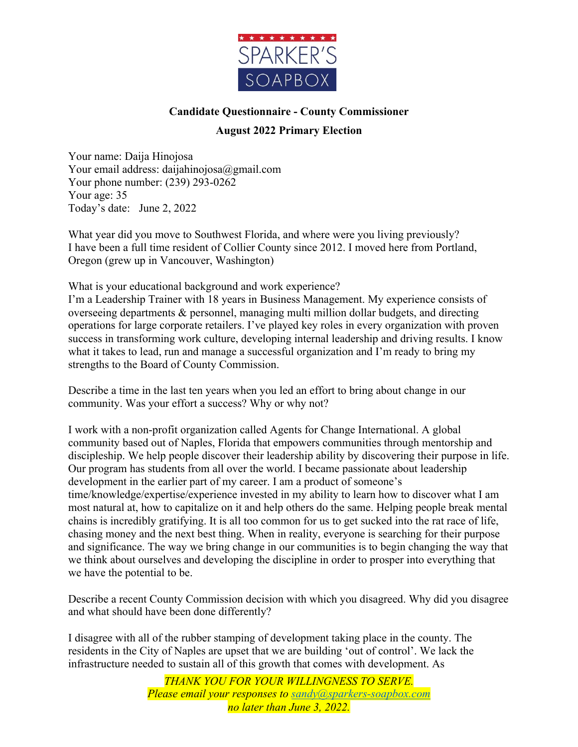SPARKER'S SOAPBOX

**Candidate Questionnaire - County Commissioner**

**August 2022 Primary Election**

Your name: Daija Hinojosa
Your email address: daijahinojosa@gmail.com
Your phone number: (239) 293-0262
Your age: 35
Today's date: June 2, 2022

What year did you move to Southwest Florida, and where were you living previously?
I have been a full time resident of Collier County since 2012. I moved here from Portland, Oregon (grew up in Vancouver, Washington)

What is your educational background and work experience?
I'm a Leadership Trainer with 18 years in Business Management. My experience consists of overseeing departments & personnel, managing multi million dollar budgets, and directing operations for large corporate retailers. I've played key roles in every organization with proven success in transforming work culture, developing internal leadership and driving results. I know what it takes to lead, run and manage a successful organization and I'm ready to bring my strengths to the Board of County Commission.

Describe a time in the last ten years when you led an effort to bring about change in our community. Was your effort a success? Why or why not?

I work with a non-profit organization called Agents for Change International. A global community based out of Naples, Florida that empowers communities through mentorship and discipleship. We help people discover their leadership ability by discovering their purpose in life. Our program has students from all over the world. I became passionate about leadership development in the earlier part of my career. I am a product of someone's time/knowledge/expertise/experience invested in my ability to learn how to discover what I am most natural at, how to capitalize on it and help others do the same. Helping people break mental chains is incredibly gratifying. It is all too common for us to get sucked into the rat race of life, chasing money and the next best thing. When in reality, everyone is searching for their purpose and significance. The way we bring change in our communities is to begin changing the way that we think about ourselves and developing the discipline in order to prosper into everything that we have the potential to be.

Describe a recent County Commission decision with which you disagreed. Why did you disagree and what should have been done differently?

I disagree with all of the rubber stamping of development taking place in the county. The residents in the City of Naples are upset that we are building 'out of control'. We lack the infrastructure needed to sustain all of this growth that comes with development. As

*THANK YOU FOR YOUR WILLINGNESS TO SERVE.*
*Please email your responses to sandy@sparkers-soapbox.com*
*no later than June 3, 2022.*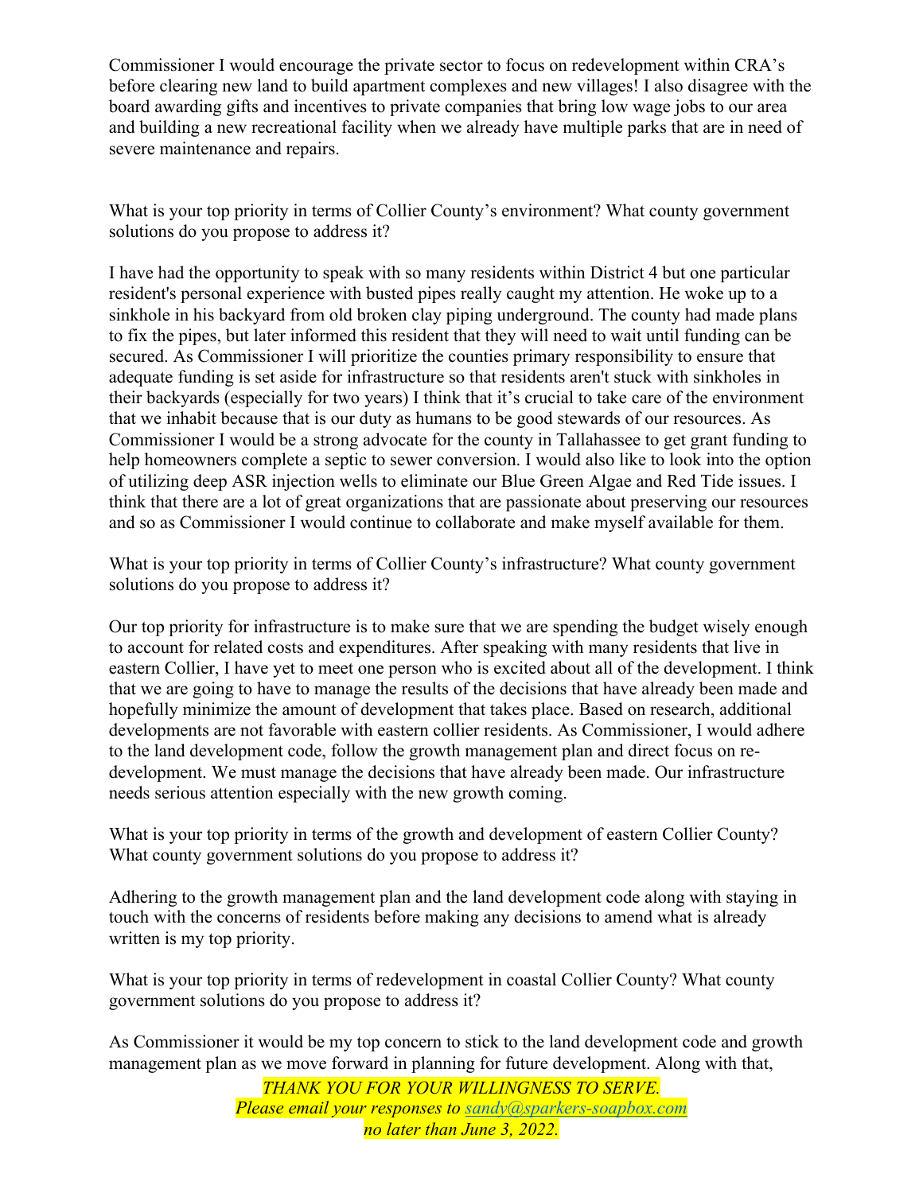Commissioner I would encourage the private sector to focus on redevelopment within CRA's before clearing new land to build apartment complexes and new villages! I also disagree with the board awarding gifts and incentives to private companies that bring low wage jobs to our area and building a new recreational facility when we already have multiple parks that are in need of severe maintenance and repairs.

What is your top priority in terms of Collier County's environment? What county government solutions do you propose to address it?

I have had the opportunity to speak with so many residents within District 4 but one particular resident's personal experience with busted pipes really caught my attention. He woke up to a sinkhole in his backyard from old broken clay piping underground. The county had made plans to fix the pipes, but later informed this resident that they will need to wait until funding can be secured. As Commissioner I will prioritize the counties primary responsibility to ensure that adequate funding is set aside for infrastructure so that residents aren't stuck with sinkholes in their backyards (especially for two years) I think that it's crucial to take care of the environment that we inhabit because that is our duty as humans to be good stewards of our resources. As Commissioner I would be a strong advocate for the county in Tallahassee to get grant funding to help homeowners complete a septic to sewer conversion. I would also like to look into the option of utilizing deep ASR injection wells to eliminate our Blue Green Algae and Red Tide issues. I think that there are a lot of great organizations that are passionate about preserving our resources and so as Commissioner I would continue to collaborate and make myself available for them.

What is your top priority in terms of Collier County's infrastructure? What county government solutions do you propose to address it?

Our top priority for infrastructure is to make sure that we are spending the budget wisely enough to account for related costs and expenditures. After speaking with many residents that live in eastern Collier, I have yet to meet one person who is excited about all of the development. I think that we are going to have to manage the results of the decisions that have already been made and hopefully minimize the amount of development that takes place. Based on research, additional developments are not favorable with eastern collier residents. As Commissioner, I would adhere to the land development code, follow the growth management plan and direct focus on re-development. We must manage the decisions that have already been made. Our infrastructure needs serious attention especially with the new growth coming.

What is your top priority in terms of the growth and development of eastern Collier County? What county government solutions do you propose to address it?

Adhering to the growth management plan and the land development code along with staying in touch with the concerns of residents before making any decisions to amend what is already written is my top priority.

What is your top priority in terms of redevelopment in coastal Collier County? What county government solutions do you propose to address it?

As Commissioner it would be my top concern to stick to the land development code and growth management plan as we move forward in planning for future development. Along with that,

*THANK YOU FOR YOUR WILLINGNESS TO SERVE.*
*Please email your responses to sandy@sparkers-soapbox.com*
*no later than June 3, 2022.*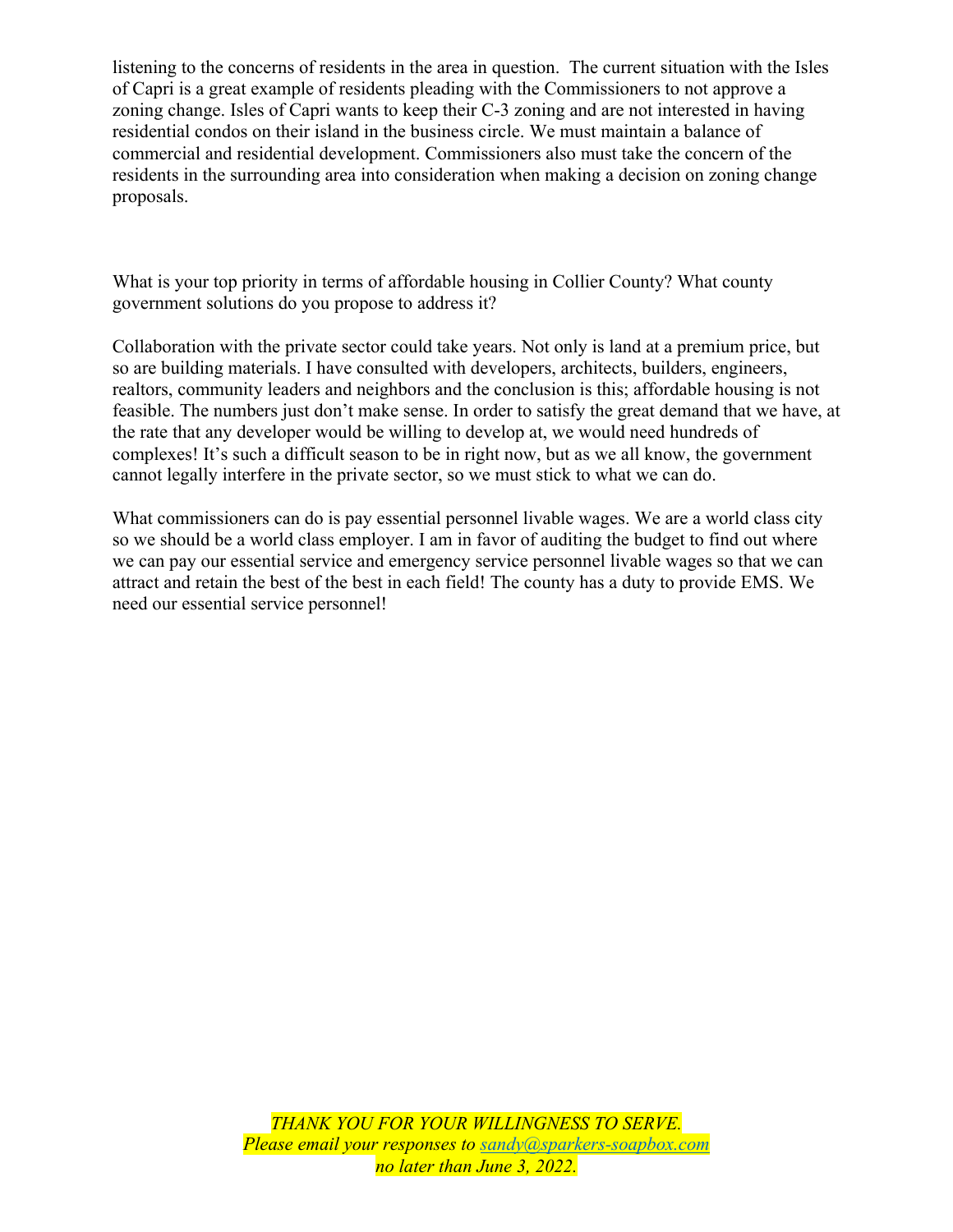listening to the concerns of residents in the area in question. The current situation with the Isles of Capri is a great example of residents pleading with the Commissioners to not approve a zoning change. Isles of Capri wants to keep their C-3 zoning and are not interested in having residential condos on their island in the business circle. We must maintain a balance of commercial and residential development. Commissioners also must take the concern of the residents in the surrounding area into consideration when making a decision on zoning change proposals.

What is your top priority in terms of affordable housing in Collier County? What county government solutions do you propose to address it?

Collaboration with the private sector could take years. Not only is land at a premium price, but so are building materials. I have consulted with developers, architects, builders, engineers, realtors, community leaders and neighbors and the conclusion is this; affordable housing is not feasible. The numbers just don't make sense. In order to satisfy the great demand that we have, at the rate that any developer would be willing to develop at, we would need hundreds of complexes! It's such a difficult season to be in right now, but as we all know, the government cannot legally interfere in the private sector, so we must stick to what we can do.

What commissioners can do is pay essential personnel livable wages. We are a world class city so we should be a world class employer. I am in favor of auditing the budget to find out where we can pay our essential service and emergency service personnel livable wages so that we can attract and retain the best of the best in each field! The county has a duty to provide EMS. We need our essential service personnel!

*THANK YOU FOR YOUR WILLINGNESS TO SERVE.*
*Please email your responses to [sandy@sparkers-soapbox.com](mailto:sandy@sparkers-soapbox.com)*
*no later than June 3, 2022.*